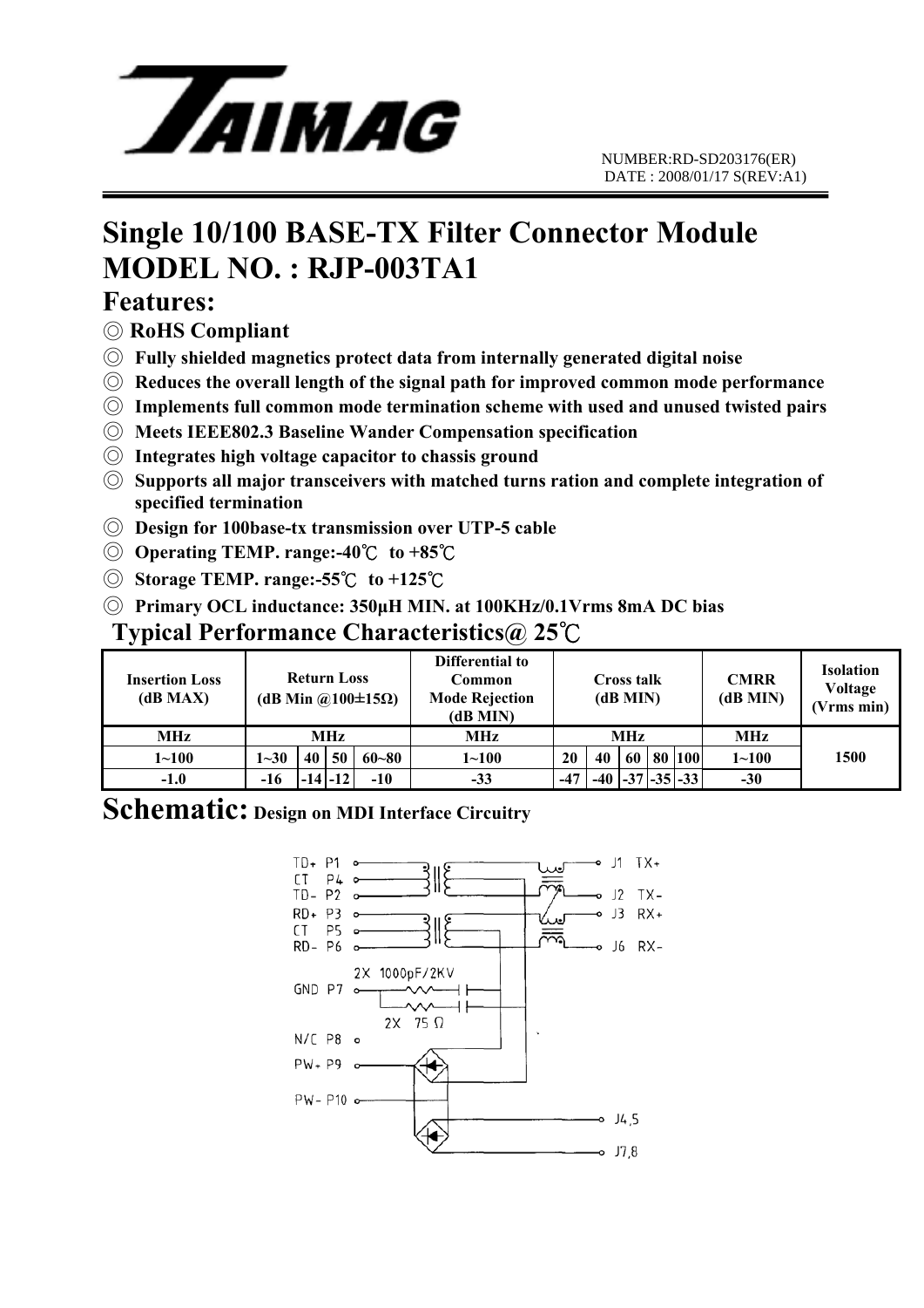TAIMAG

NUMBER:RD-SD203176(ER)
DATE : 2008/01/17 S(REV:A1)

# Single 10/100 BASE-TX Filter Connector Module
# MODEL NO. : RJP-003TA1

## Features:

◎ **RoHS Compliant**

◎ **Fully shielded magnetics protect data from internally generated digital noise**

◎ **Reduces the overall length of the signal path for improved common mode performance**

◎ **Implements full common mode termination scheme with used and unused twisted pairs**

◎ **Meets IEEE802.3 Baseline Wander Compensation specification**

◎ **Integrates high voltage capacitor to chassis ground**

◎ **Supports all major transceivers with matched turns ration and complete integration of specified termination**

◎ **Design for 100base-tx transmission over UTP-5 cable**

◎ **Operating TEMP. range:-40℃ to +85℃**

◎ **Storage TEMP. range:-55℃ to +125℃**

◎ **Primary OCL inductance: 350μH MIN. at 100KHz/0.1Vrms 8mA DC bias**

### Typical Performance Characteristics@ 25℃

| Insertion Loss (dB MAX) | Return Loss (dB Min @100±15Ω) | | | | Differential to Common Mode Rejection (dB MIN) | Cross talk (dB MIN) | | | | | CMRR (dB MIN) | Isolation Voltage (Vrms min) |
|---|---|---|---|---|---|---|---|---|---|---|---|---|
| MHz | MHz | | | | MHz | MHz | | | | | MHz | |
| 1~100 | 1~30 | 40 | 50 | 60~80 | 1~100 | 20 | 40 | 60 | 80 | 100 | 1~100 | 1500 |
| -1.0 | -16 | -14 | -12 | -10 | -33 | -47 | -40 | -37 | -35 | -33 | -30 | |

## Schematic: Design on MDI Interface Circuitry

TD+ P1
CT P4
TD- P2
RD+ P3
CT P5
RD- P6
GND P7
N/C P8
PW+ P9
PW- P10

2X 1000pF/2KV
2X 75 Ω

J1 TX+
J2 TX-
J3 RX+
J6 RX-
J4,5
J7,8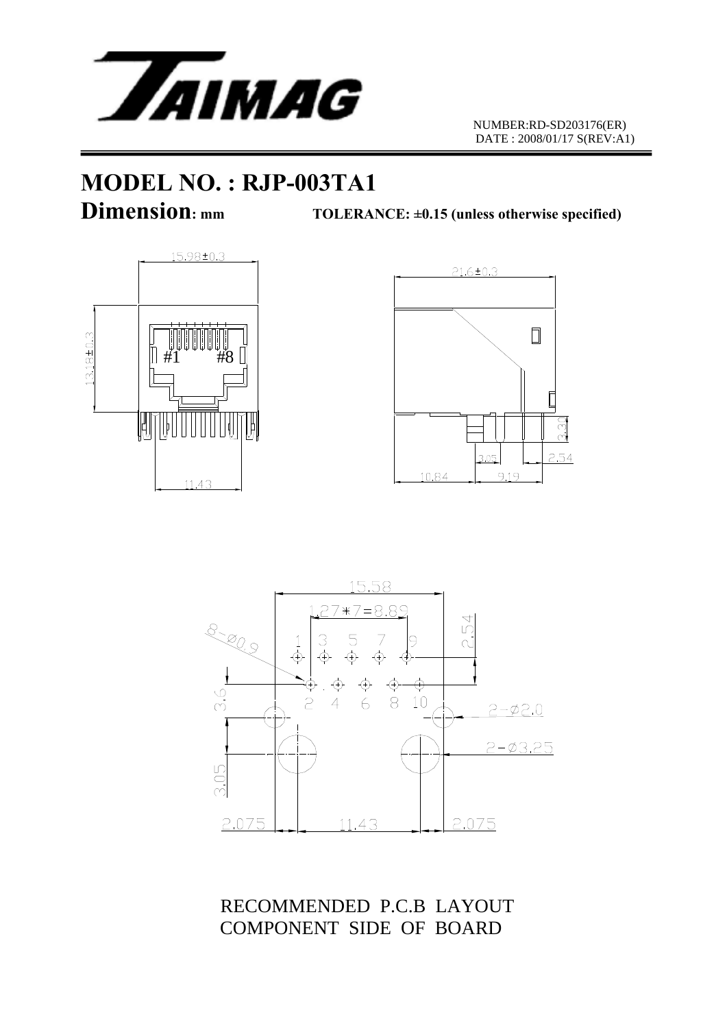NUMBER:RD-SD203176(ER)
DATE : 2008/01/17 S(REV:A1)

# MODEL NO. : RJP-003TA1

## Dimension: mm

**TOLERANCE: ±0.15 (unless otherwise specified)**

15.98±0.3

13.18±0.3

#1 #8

11.43

21.6±0.3

3.30

3.05

2.54

10.84

9.19

15.58

1.27*7=8.89

2.54

8-Ø0.9

1 3 5 7 9

2 4 6 8 10

3.6

2-Ø2.0

2-Ø3.25

3.05

2.075 11.43 2.075

RECOMMENDED P.C.B LAYOUT
COMPONENT SIDE OF BOARD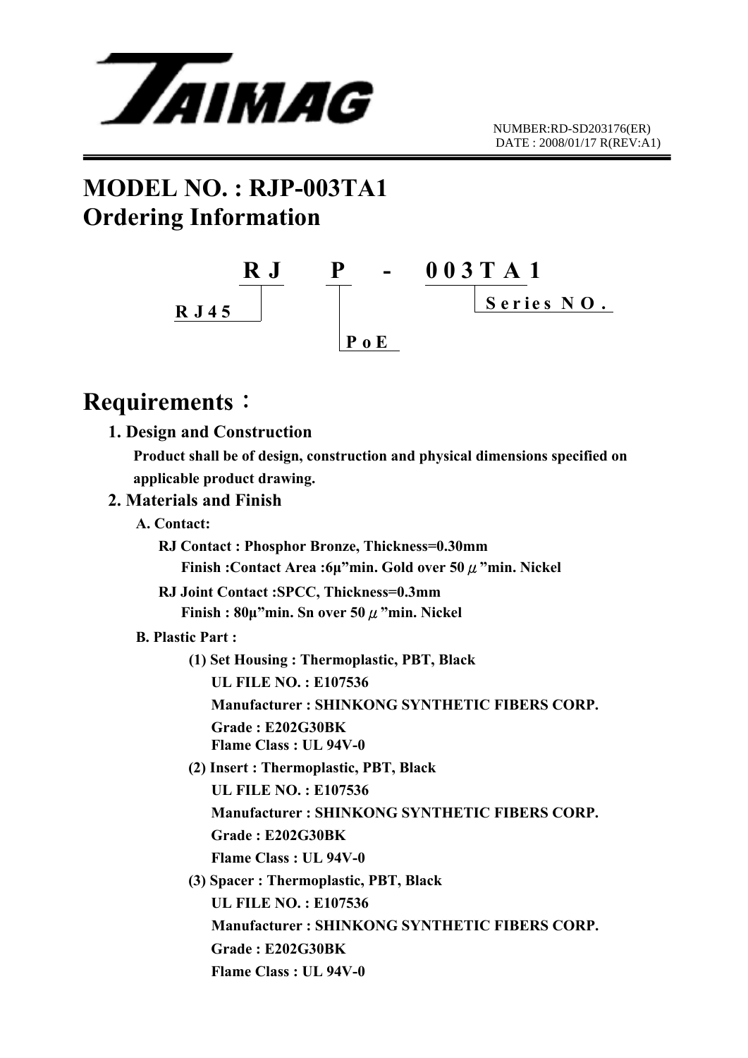NUMBER:RD-SD203176(ER)
DATE : 2008/01/17 R(REV:A1)

# MODEL NO. : RJP-003TA1
# Ordering Information

```
        R J      P    -    0 0 3 T A 1
R J 45                       Series NO.
                 P o E
```

- RJ: RJ45
- P: PoE
- 003TA1: Series NO.

## Requirements：

### 1. Design and Construction

**Product shall be of design, construction and physical dimensions specified on applicable product drawing.**

### 2. Materials and Finish

**A. Contact:**

**RJ Contact : Phosphor Bronze, Thickness=0.30mm**
**Finish :Contact Area :6μ"min. Gold over 50 μ"min. Nickel**

**RJ Joint Contact :SPCC, Thickness=0.3mm**
**Finish : 80μ"min. Sn over 50 μ"min. Nickel**

**B. Plastic Part :**

**(1) Set Housing : Thermoplastic, PBT, Black**
**UL FILE NO. : E107536**
**Manufacturer : SHINKONG SYNTHETIC FIBERS CORP.**
**Grade : E202G30BK**
**Flame Class : UL 94V-0**

**(2) Insert : Thermoplastic, PBT, Black**
**UL FILE NO. : E107536**
**Manufacturer : SHINKONG SYNTHETIC FIBERS CORP.**
**Grade : E202G30BK**
**Flame Class : UL 94V-0**

**(3) Spacer : Thermoplastic, PBT, Black**
**UL FILE NO. : E107536**
**Manufacturer : SHINKONG SYNTHETIC FIBERS CORP.**
**Grade : E202G30BK**
**Flame Class : UL 94V-0**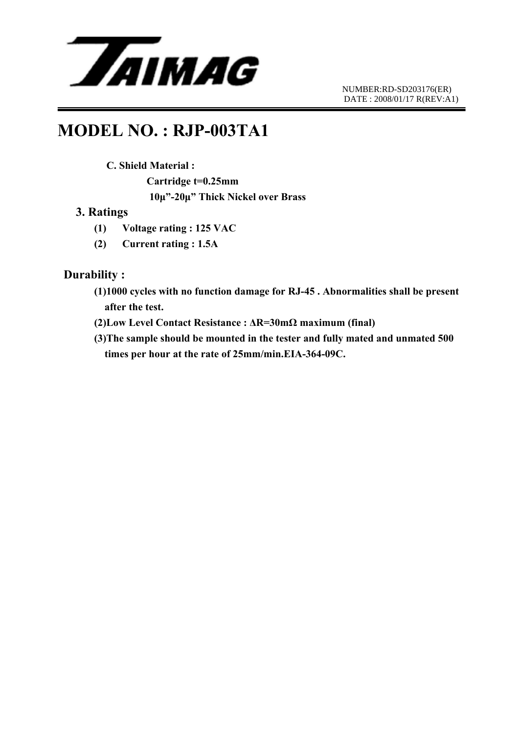# MODEL NO. : RJP-003TA1

**C. Shield Material :**

**Cartridge t=0.25mm**

**10μ”-20μ” Thick Nickel over Brass**

## 3. Ratings

**(1) Voltage rating : 125 VAC**

**(2) Current rating : 1.5A**

## Durability :

**(1)1000 cycles with no function damage for RJ-45 . Abnormalities shall be present after the test.**

**(2)Low Level Contact Resistance : ΔR=30mΩ maximum (final)**

**(3)The sample should be mounted in the tester and fully mated and unmated 500 times per hour at the rate of 25mm/min.EIA-364-09C.**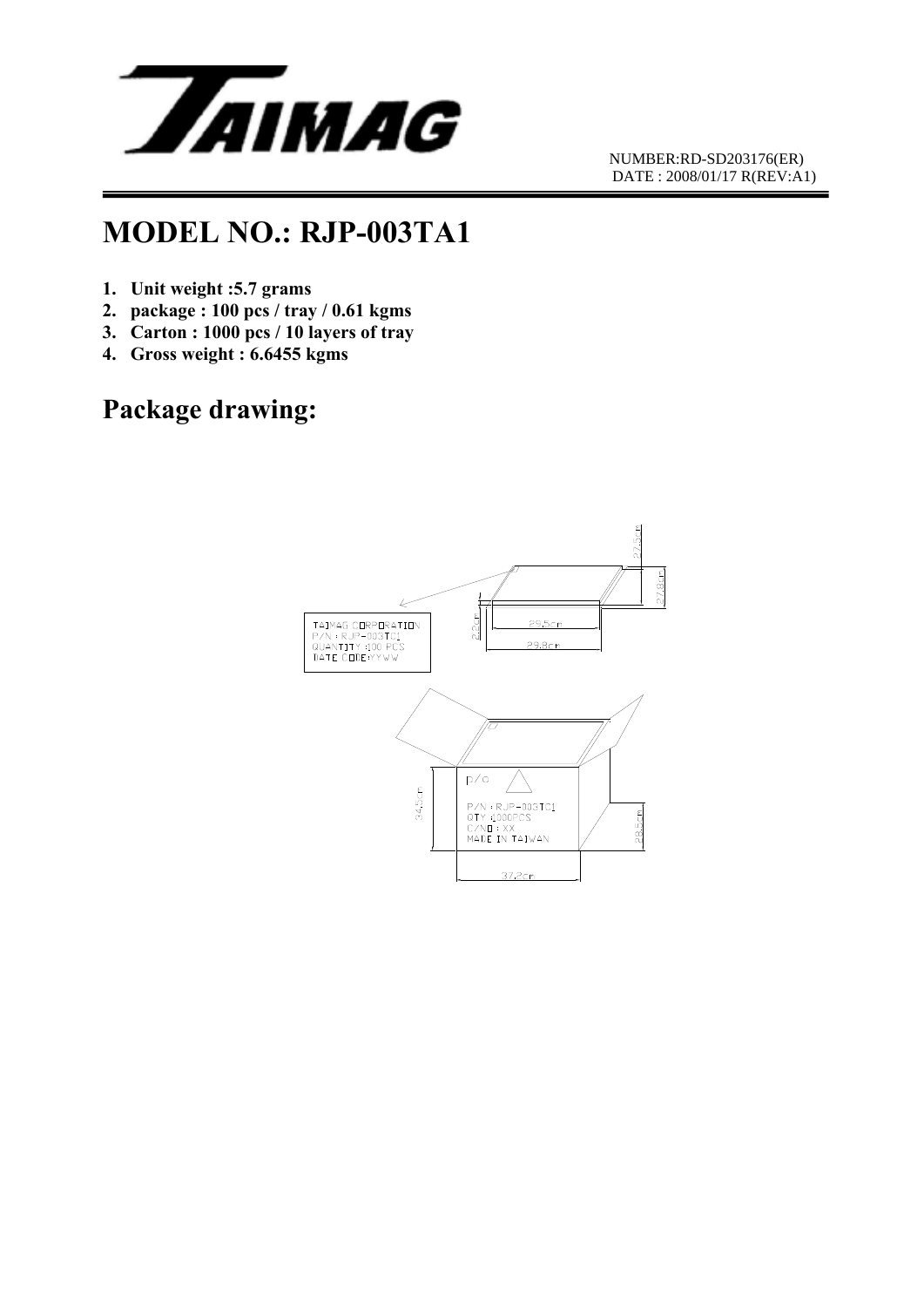NUMBER:RD-SD203176(ER)
DATE : 2008/01/17 R(REV:A1)

# MODEL NO.: RJP-003TA1

1. **Unit weight :5.7 grams**
2. **package : 100 pcs / tray / 0.61 kgms**
3. **Carton : 1000 pcs / 10 layers of tray**
4. **Gross weight : 6.6455 kgms**

## Package drawing:

TAIMAG CORPORATION
P/N : RJP-003TC1
QUANTITY :100 PCS
DATE CODE:YYWW

27.5cm
27.8cm
2.2cm
29.5cm
29.8cm

p/o
P/N : RJP-003TC1
QTY :1000PCS
C/NO : XX
MADE IN TAIWAN

34.5cm
28.5cm
37.2cm